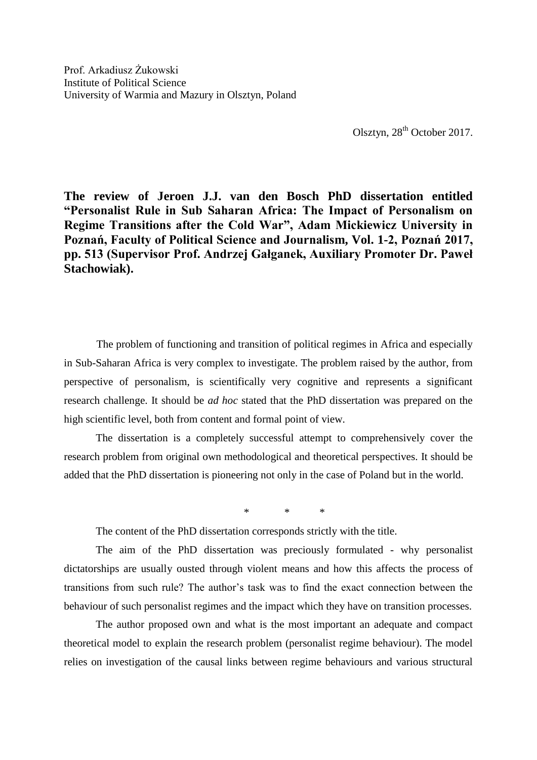Prof. Arkadiusz Żukowski
Institute of Political Science
University of Warmia and Mazury in Olsztyn, Poland

Olsztyn, 28th October 2017.

**The review of Jeroen J.J. van den Bosch PhD dissertation entitled "Personalist Rule in Sub Saharan Africa: The Impact of Personalism on Regime Transitions after the Cold War", Adam Mickiewicz University in Poznań, Faculty of Political Science and Journalism, Vol. 1-2, Poznań 2017, pp. 513 (Supervisor Prof. Andrzej Gałganek, Auxiliary Promoter Dr. Paweł Stachowiak).**

The problem of functioning and transition of political regimes in Africa and especially in Sub-Saharan Africa is very complex to investigate. The problem raised by the author, from perspective of personalism, is scientifically very cognitive and represents a significant research challenge. It should be *ad hoc* stated that the PhD dissertation was prepared on the high scientific level, both from content and formal point of view.

The dissertation is a completely successful attempt to comprehensively cover the research problem from original own methodological and theoretical perspectives. It should be added that the PhD dissertation is pioneering not only in the case of Poland but in the world.

\* \* \*

The content of the PhD dissertation corresponds strictly with the title.

The aim of the PhD dissertation was preciously formulated - why personalist dictatorships are usually ousted through violent means and how this affects the process of transitions from such rule? The author's task was to find the exact connection between the behaviour of such personalist regimes and the impact which they have on transition processes.

The author proposed own and what is the most important an adequate and compact theoretical model to explain the research problem (personalist regime behaviour). The model relies on investigation of the causal links between regime behaviours and various structural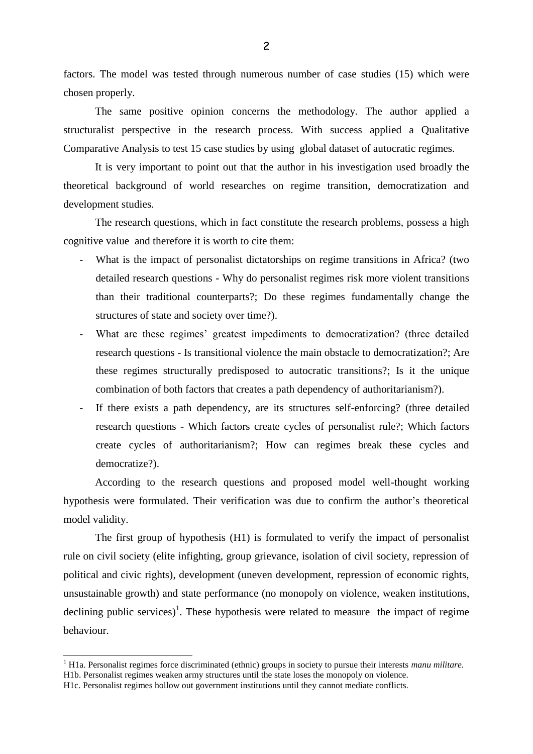factors. The model was tested through numerous number of case studies (15) which were chosen properly.

The same positive opinion concerns the methodology. The author applied a structuralist perspective in the research process. With success applied a Qualitative Comparative Analysis to test 15 case studies by using global dataset of autocratic regimes.

It is very important to point out that the author in his investigation used broadly the theoretical background of world researches on regime transition, democratization and development studies.

The research questions, which in fact constitute the research problems, possess a high cognitive value and therefore it is worth to cite them:

- What is the impact of personalist dictatorships on regime transitions in Africa? (two detailed research questions - Why do personalist regimes risk more violent transitions than their traditional counterparts?; Do these regimes fundamentally change the structures of state and society over time?).
- What are these regimes' greatest impediments to democratization? (three detailed research questions - Is transitional violence the main obstacle to democratization?; Are these regimes structurally predisposed to autocratic transitions?; Is it the unique combination of both factors that creates a path dependency of authoritarianism?).
- If there exists a path dependency, are its structures self-enforcing? (three detailed research questions - Which factors create cycles of personalist rule?; Which factors create cycles of authoritarianism?; How can regimes break these cycles and democratize?).

According to the research questions and proposed model well-thought working hypothesis were formulated. Their verification was due to confirm the author's theoretical model validity.

The first group of hypothesis (H1) is formulated to verify the impact of personalist rule on civil society (elite infighting, group grievance, isolation of civil society, repression of political and civic rights), development (uneven development, repression of economic rights, unsustainable growth) and state performance (no monopoly on violence, weaken institutions, declining public services)[1]. These hypothesis were related to measure the impact of regime behaviour.

[1] H1a. Personalist regimes force discriminated (ethnic) groups in society to pursue their interests *manu militare.*
H1b. Personalist regimes weaken army structures until the state loses the monopoly on violence.
H1c. Personalist regimes hollow out government institutions until they cannot mediate conflicts.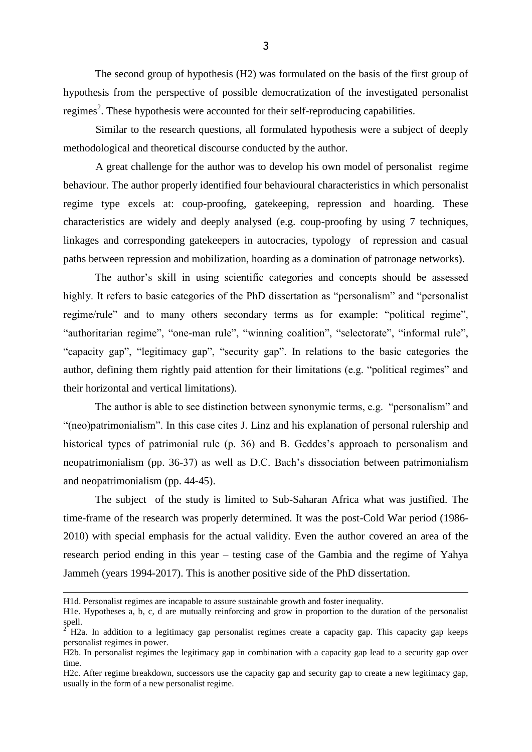The second group of hypothesis (H2) was formulated on the basis of the first group of hypothesis from the perspective of possible democratization of the investigated personalist regimes[2]. These hypothesis were accounted for their self-reproducing capabilities.

Similar to the research questions, all formulated hypothesis were a subject of deeply methodological and theoretical discourse conducted by the author.

A great challenge for the author was to develop his own model of personalist regime behaviour. The author properly identified four behavioural characteristics in which personalist regime type excels at: coup-proofing, gatekeeping, repression and hoarding. These characteristics are widely and deeply analysed (e.g. coup-proofing by using 7 techniques, linkages and corresponding gatekeepers in autocracies, typology of repression and casual paths between repression and mobilization, hoarding as a domination of patronage networks).

The author's skill in using scientific categories and concepts should be assessed highly. It refers to basic categories of the PhD dissertation as "personalism" and "personalist regime/rule" and to many others secondary terms as for example: "political regime", "authoritarian regime", "one-man rule", "winning coalition", "selectorate", "informal rule", "capacity gap", "legitimacy gap", "security gap". In relations to the basic categories the author, defining them rightly paid attention for their limitations (e.g. "political regimes" and their horizontal and vertical limitations).

The author is able to see distinction between synonymic terms, e.g. "personalism" and "(neo)patrimonialism". In this case cites J. Linz and his explanation of personal rulership and historical types of patrimonial rule (p. 36) and B. Geddes's approach to personalism and neopatrimonialism (pp. 36-37) as well as D.C. Bach's dissociation between patrimonialism and neopatrimonialism (pp. 44-45).

The subject of the study is limited to Sub-Saharan Africa what was justified. The time-frame of the research was properly determined. It was the post-Cold War period (1986-2010) with special emphasis for the actual validity. Even the author covered an area of the research period ending in this year – testing case of the Gambia and the regime of Yahya Jammeh (years 1994-2017). This is another positive side of the PhD dissertation.

---

H1d. Personalist regimes are incapable to assure sustainable growth and foster inequality.

H1e. Hypotheses a, b, c, d are mutually reinforcing and grow in proportion to the duration of the personalist spell.

[2] H2a. In addition to a legitimacy gap personalist regimes create a capacity gap. This capacity gap keeps personalist regimes in power.

H2b. In personalist regimes the legitimacy gap in combination with a capacity gap lead to a security gap over time.

H2c. After regime breakdown, successors use the capacity gap and security gap to create a new legitimacy gap, usually in the form of a new personalist regime.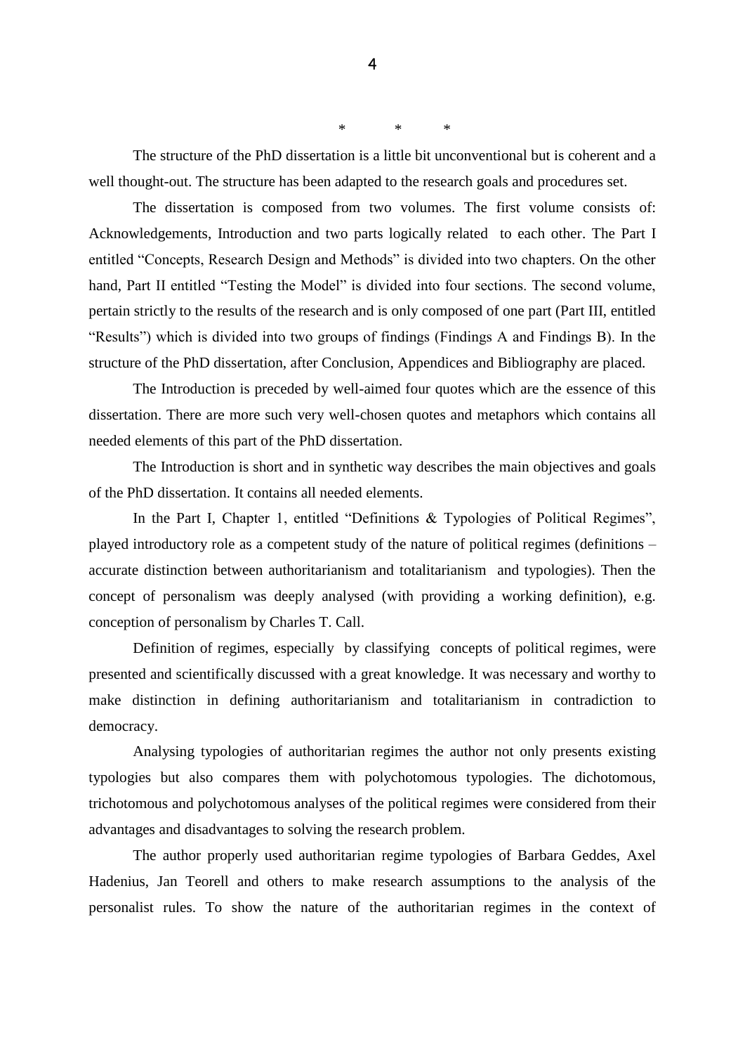\*          \*          \*

The structure of the PhD dissertation is a little bit unconventional but is coherent and a well thought-out. The structure has been adapted to the research goals and procedures set.

The dissertation is composed from two volumes. The first volume consists of: Acknowledgements, Introduction and two parts logically related to each other. The Part I entitled "Concepts, Research Design and Methods" is divided into two chapters. On the other hand, Part II entitled "Testing the Model" is divided into four sections. The second volume, pertain strictly to the results of the research and is only composed of one part (Part III, entitled "Results") which is divided into two groups of findings (Findings A and Findings B). In the structure of the PhD dissertation, after Conclusion, Appendices and Bibliography are placed.

The Introduction is preceded by well-aimed four quotes which are the essence of this dissertation. There are more such very well-chosen quotes and metaphors which contains all needed elements of this part of the PhD dissertation.

The Introduction is short and in synthetic way describes the main objectives and goals of the PhD dissertation. It contains all needed elements.

In the Part I, Chapter 1, entitled "Definitions & Typologies of Political Regimes", played introductory role as a competent study of the nature of political regimes (definitions – accurate distinction between authoritarianism and totalitarianism and typologies). Then the concept of personalism was deeply analysed (with providing a working definition), e.g. conception of personalism by Charles T. Call.

Definition of regimes, especially by classifying concepts of political regimes, were presented and scientifically discussed with a great knowledge. It was necessary and worthy to make distinction in defining authoritarianism and totalitarianism in contradiction to democracy.

Analysing typologies of authoritarian regimes the author not only presents existing typologies but also compares them with polychotomous typologies. The dichotomous, trichotomous and polychotomous analyses of the political regimes were considered from their advantages and disadvantages to solving the research problem.

The author properly used authoritarian regime typologies of Barbara Geddes, Axel Hadenius, Jan Teorell and others to make research assumptions to the analysis of the personalist rules. To show the nature of the authoritarian regimes in the context of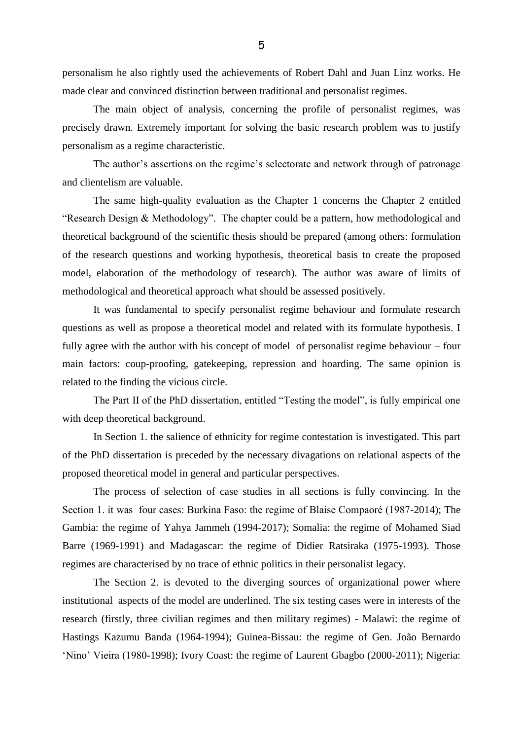personalism he also rightly used the achievements of Robert Dahl and Juan Linz works. He made clear and convinced distinction between traditional and personalist regimes.

The main object of analysis, concerning the profile of personalist regimes, was precisely drawn. Extremely important for solving the basic research problem was to justify personalism as a regime characteristic.

The author's assertions on the regime's selectorate and network through of patronage and clientelism are valuable.

The same high-quality evaluation as the Chapter 1 concerns the Chapter 2 entitled "Research Design & Methodology". The chapter could be a pattern, how methodological and theoretical background of the scientific thesis should be prepared (among others: formulation of the research questions and working hypothesis, theoretical basis to create the proposed model, elaboration of the methodology of research). The author was aware of limits of methodological and theoretical approach what should be assessed positively.

It was fundamental to specify personalist regime behaviour and formulate research questions as well as propose a theoretical model and related with its formulate hypothesis. I fully agree with the author with his concept of model of personalist regime behaviour – four main factors: coup-proofing, gatekeeping, repression and hoarding. The same opinion is related to the finding the vicious circle.

The Part II of the PhD dissertation, entitled "Testing the model", is fully empirical one with deep theoretical background.

In Section 1. the salience of ethnicity for regime contestation is investigated. This part of the PhD dissertation is preceded by the necessary divagations on relational aspects of the proposed theoretical model in general and particular perspectives.

The process of selection of case studies in all sections is fully convincing. In the Section 1. it was four cases: Burkina Faso: the regime of Blaise Compaoré (1987-2014); The Gambia: the regime of Yahya Jammeh (1994-2017); Somalia: the regime of Mohamed Siad Barre (1969-1991) and Madagascar: the regime of Didier Ratsiraka (1975-1993). Those regimes are characterised by no trace of ethnic politics in their personalist legacy.

The Section 2. is devoted to the diverging sources of organizational power where institutional aspects of the model are underlined. The six testing cases were in interests of the research (firstly, three civilian regimes and then military regimes) - Malawi: the regime of Hastings Kazumu Banda (1964-1994); Guinea-Bissau: the regime of Gen. João Bernardo 'Nino' Vieira (1980-1998); Ivory Coast: the regime of Laurent Gbagbo (2000-2011); Nigeria: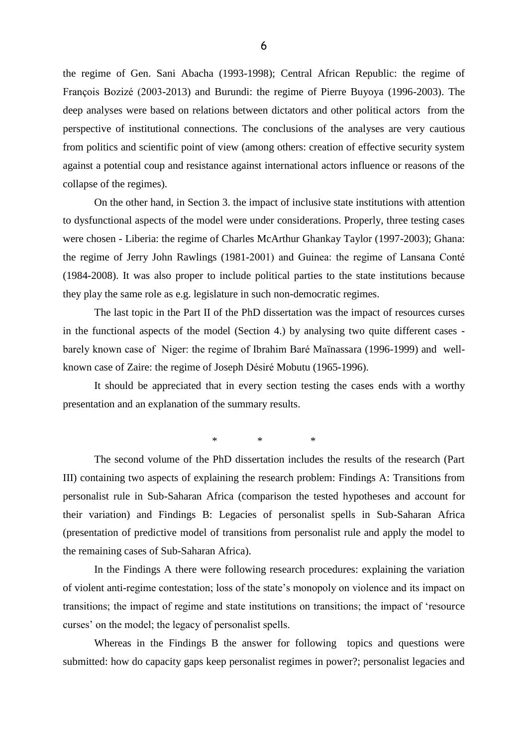the regime of Gen. Sani Abacha (1993-1998); Central African Republic: the regime of François Bozizé (2003-2013) and Burundi: the regime of Pierre Buyoya (1996-2003). The deep analyses were based on relations between dictators and other political actors from the perspective of institutional connections. The conclusions of the analyses are very cautious from politics and scientific point of view (among others: creation of effective security system against a potential coup and resistance against international actors influence or reasons of the collapse of the regimes).

On the other hand, in Section 3. the impact of inclusive state institutions with attention to dysfunctional aspects of the model were under considerations. Properly, three testing cases were chosen - Liberia: the regime of Charles McArthur Ghankay Taylor (1997-2003); Ghana: the regime of Jerry John Rawlings (1981-2001) and Guinea: the regime of Lansana Conté (1984-2008). It was also proper to include political parties to the state institutions because they play the same role as e.g. legislature in such non-democratic regimes.

The last topic in the Part II of the PhD dissertation was the impact of resources curses in the functional aspects of the model (Section 4.) by analysing two quite different cases - barely known case of Niger: the regime of Ibrahim Baré Maïnassara (1996-1999) and well-known case of Zaire: the regime of Joseph Désiré Mobutu (1965-1996).

It should be appreciated that in every section testing the cases ends with a worthy presentation and an explanation of the summary results.

\* \* \*

The second volume of the PhD dissertation includes the results of the research (Part III) containing two aspects of explaining the research problem: Findings A: Transitions from personalist rule in Sub-Saharan Africa (comparison the tested hypotheses and account for their variation) and Findings B: Legacies of personalist spells in Sub-Saharan Africa (presentation of predictive model of transitions from personalist rule and apply the model to the remaining cases of Sub-Saharan Africa).

In the Findings A there were following research procedures: explaining the variation of violent anti-regime contestation; loss of the state's monopoly on violence and its impact on transitions; the impact of regime and state institutions on transitions; the impact of 'resource curses' on the model; the legacy of personalist spells.

Whereas in the Findings B the answer for following topics and questions were submitted: how do capacity gaps keep personalist regimes in power?; personalist legacies and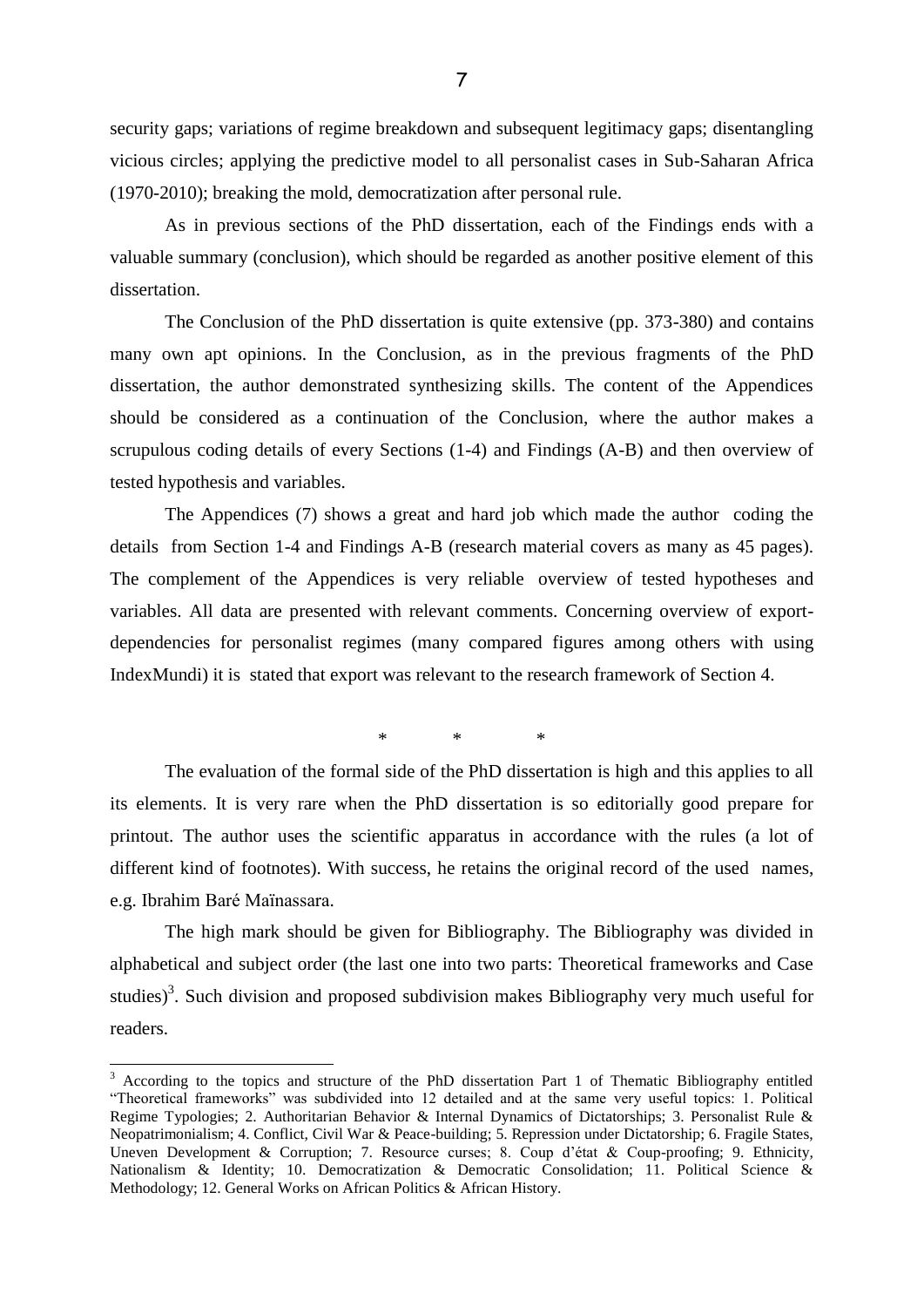security gaps; variations of regime breakdown and subsequent legitimacy gaps; disentangling vicious circles; applying the predictive model to all personalist cases in Sub-Saharan Africa (1970-2010); breaking the mold, democratization after personal rule.

As in previous sections of the PhD dissertation, each of the Findings ends with a valuable summary (conclusion), which should be regarded as another positive element of this dissertation.

The Conclusion of the PhD dissertation is quite extensive (pp. 373-380) and contains many own apt opinions. In the Conclusion, as in the previous fragments of the PhD dissertation, the author demonstrated synthesizing skills. The content of the Appendices should be considered as a continuation of the Conclusion, where the author makes a scrupulous coding details of every Sections (1-4) and Findings (A-B) and then overview of tested hypothesis and variables.

The Appendices (7) shows a great and hard job which made the author coding the details from Section 1-4 and Findings A-B (research material covers as many as 45 pages). The complement of the Appendices is very reliable overview of tested hypotheses and variables. All data are presented with relevant comments. Concerning overview of export-dependencies for personalist regimes (many compared figures among others with using IndexMundi) it is stated that export was relevant to the research framework of Section 4.

\* \* \*

The evaluation of the formal side of the PhD dissertation is high and this applies to all its elements. It is very rare when the PhD dissertation is so editorially good prepare for printout. The author uses the scientific apparatus in accordance with the rules (a lot of different kind of footnotes). With success, he retains the original record of the used names, e.g. Ibrahim Baré Maïnassara.

The high mark should be given for Bibliography. The Bibliography was divided in alphabetical and subject order (the last one into two parts: Theoretical frameworks and Case studies)[3]. Such division and proposed subdivision makes Bibliography very much useful for readers.

---

[3] According to the topics and structure of the PhD dissertation Part 1 of Thematic Bibliography entitled "Theoretical frameworks" was subdivided into 12 detailed and at the same very useful topics: 1. Political Regime Typologies; 2. Authoritarian Behavior & Internal Dynamics of Dictatorships; 3. Personalist Rule & Neopatrimonialism; 4. Conflict, Civil War & Peace-building; 5. Repression under Dictatorship; 6. Fragile States, Uneven Development & Corruption; 7. Resource curses; 8. Coup d'état & Coup-proofing; 9. Ethnicity, Nationalism & Identity; 10. Democratization & Democratic Consolidation; 11. Political Science & Methodology; 12. General Works on African Politics & African History.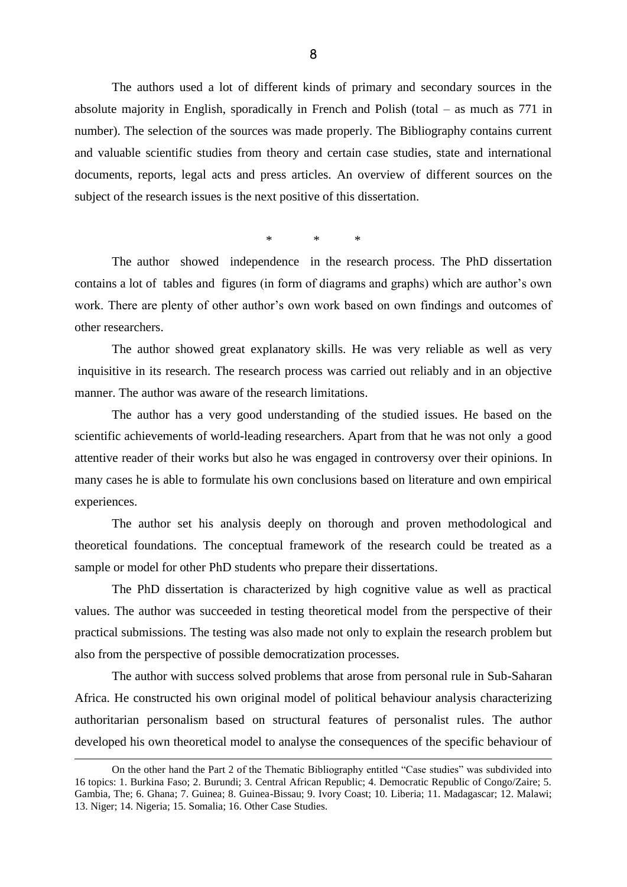The authors used a lot of different kinds of primary and secondary sources in the absolute majority in English, sporadically in French and Polish (total – as much as 771 in number). The selection of the sources was made properly. The Bibliography contains current and valuable scientific studies from theory and certain case studies, state and international documents, reports, legal acts and press articles. An overview of different sources on the subject of the research issues is the next positive of this dissertation.

\* \* \*

The author showed independence in the research process. The PhD dissertation contains a lot of tables and figures (in form of diagrams and graphs) which are author's own work. There are plenty of other author's own work based on own findings and outcomes of other researchers.

The author showed great explanatory skills. He was very reliable as well as very inquisitive in its research. The research process was carried out reliably and in an objective manner. The author was aware of the research limitations.

The author has a very good understanding of the studied issues. He based on the scientific achievements of world-leading researchers. Apart from that he was not only a good attentive reader of their works but also he was engaged in controversy over their opinions. In many cases he is able to formulate his own conclusions based on literature and own empirical experiences.

The author set his analysis deeply on thorough and proven methodological and theoretical foundations. The conceptual framework of the research could be treated as a sample or model for other PhD students who prepare their dissertations.

The PhD dissertation is characterized by high cognitive value as well as practical values. The author was succeeded in testing theoretical model from the perspective of their practical submissions. The testing was also made not only to explain the research problem but also from the perspective of possible democratization processes.

The author with success solved problems that arose from personal rule in Sub-Saharan Africa. He constructed his own original model of political behaviour analysis characterizing authoritarian personalism based on structural features of personalist rules. The author developed his own theoretical model to analyse the consequences of the specific behaviour of

---

On the other hand the Part 2 of the Thematic Bibliography entitled "Case studies" was subdivided into 16 topics: 1. Burkina Faso; 2. Burundi; 3. Central African Republic; 4. Democratic Republic of Congo/Zaire; 5. Gambia, The; 6. Ghana; 7. Guinea; 8. Guinea-Bissau; 9. Ivory Coast; 10. Liberia; 11. Madagascar; 12. Malawi; 13. Niger; 14. Nigeria; 15. Somalia; 16. Other Case Studies.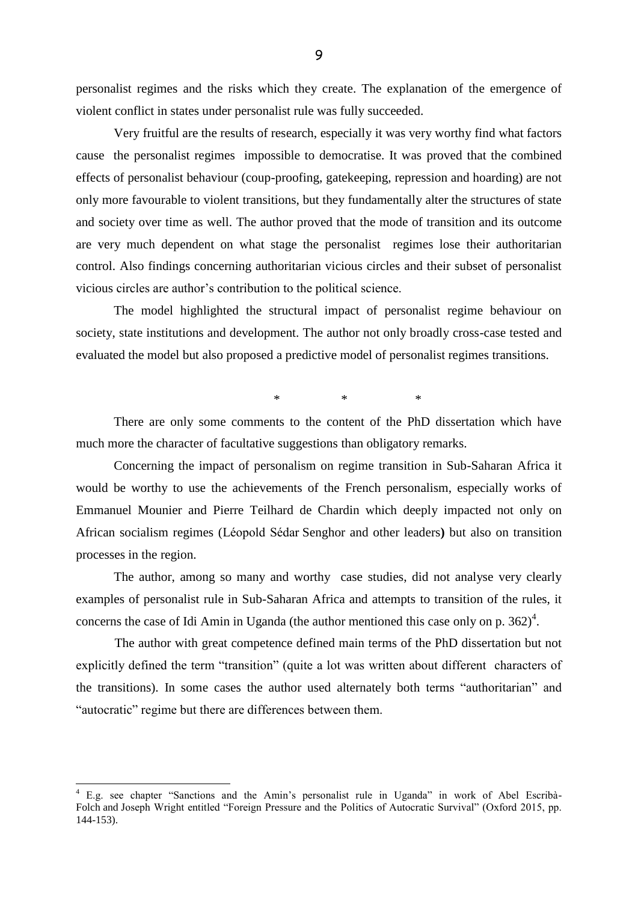personalist regimes and the risks which they create. The explanation of the emergence of violent conflict in states under personalist rule was fully succeeded.

Very fruitful are the results of research, especially it was very worthy find what factors cause the personalist regimes impossible to democratise. It was proved that the combined effects of personalist behaviour (coup-proofing, gatekeeping, repression and hoarding) are not only more favourable to violent transitions, but they fundamentally alter the structures of state and society over time as well. The author proved that the mode of transition and its outcome are very much dependent on what stage the personalist regimes lose their authoritarian control. Also findings concerning authoritarian vicious circles and their subset of personalist vicious circles are author's contribution to the political science.

The model highlighted the structural impact of personalist regime behaviour on society, state institutions and development. The author not only broadly cross-case tested and evaluated the model but also proposed a predictive model of personalist regimes transitions.

\* \* \*

There are only some comments to the content of the PhD dissertation which have much more the character of facultative suggestions than obligatory remarks.

Concerning the impact of personalism on regime transition in Sub-Saharan Africa it would be worthy to use the achievements of the French personalism, especially works of Emmanuel Mounier and Pierre Teilhard de Chardin which deeply impacted not only on African socialism regimes (Léopold Sédar Senghor and other leaders**)** but also on transition processes in the region.

The author, among so many and worthy case studies, did not analyse very clearly examples of personalist rule in Sub-Saharan Africa and attempts to transition of the rules, it concerns the case of Idi Amin in Uganda (the author mentioned this case only on p. 362)[4].

The author with great competence defined main terms of the PhD dissertation but not explicitly defined the term "transition" (quite a lot was written about different characters of the transitions). In some cases the author used alternately both terms "authoritarian" and "autocratic" regime but there are differences between them.

---

[4] E.g. see chapter "Sanctions and the Amin's personalist rule in Uganda" in work of Abel Escribà-Folch and Joseph Wright entitled "Foreign Pressure and the Politics of Autocratic Survival" (Oxford 2015, pp. 144-153).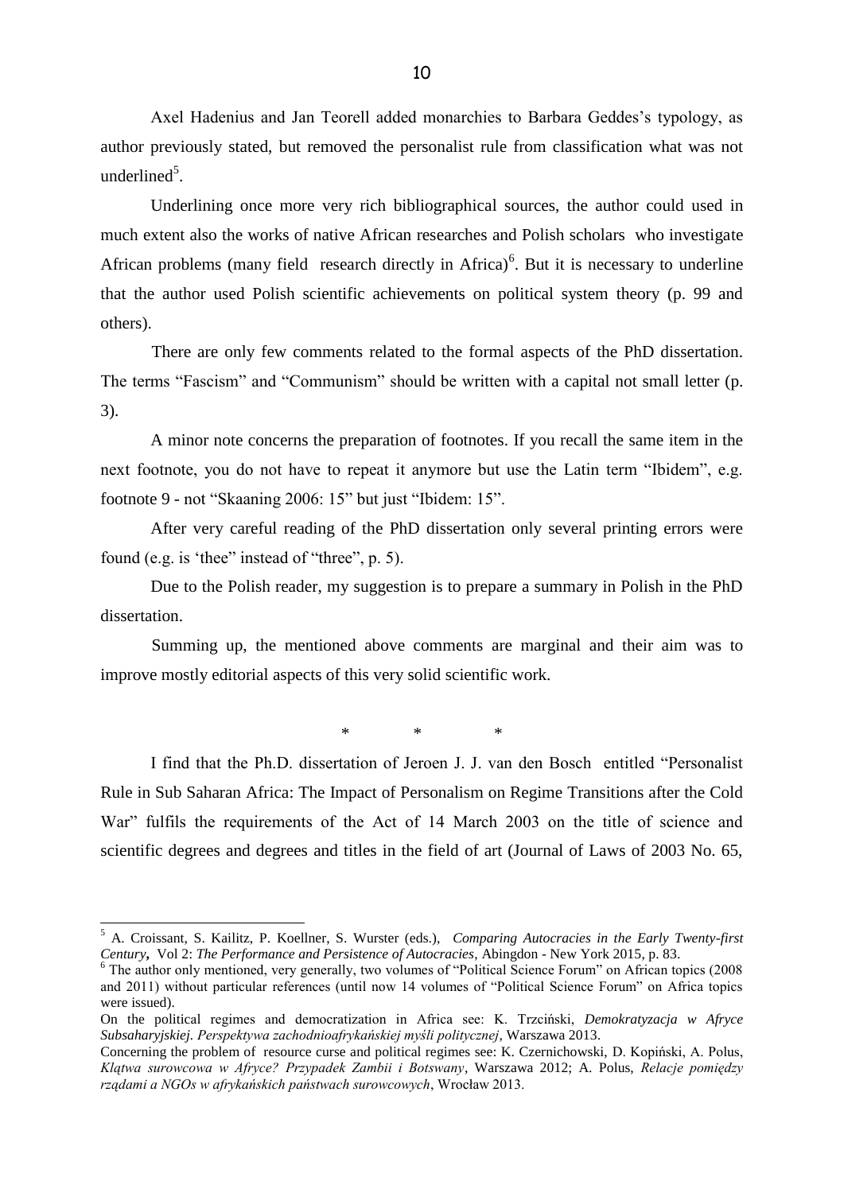Axel Hadenius and Jan Teorell added monarchies to Barbara Geddes's typology, as author previously stated, but removed the personalist rule from classification what was not underlined[5].

Underlining once more very rich bibliographical sources, the author could used in much extent also the works of native African researches and Polish scholars who investigate African problems (many field research directly in Africa)[6]. But it is necessary to underline that the author used Polish scientific achievements on political system theory (p. 99 and others).

There are only few comments related to the formal aspects of the PhD dissertation. The terms "Fascism" and "Communism" should be written with a capital not small letter (p. 3).

A minor note concerns the preparation of footnotes. If you recall the same item in the next footnote, you do not have to repeat it anymore but use the Latin term "Ibidem", e.g. footnote 9 - not "Skaaning 2006: 15" but just "Ibidem: 15".

After very careful reading of the PhD dissertation only several printing errors were found (e.g. is 'thee" instead of "three", p. 5).

Due to the Polish reader, my suggestion is to prepare a summary in Polish in the PhD dissertation.

Summing up, the mentioned above comments are marginal and their aim was to improve mostly editorial aspects of this very solid scientific work.

\* \* \*

I find that the Ph.D. dissertation of Jeroen J. J. van den Bosch entitled "Personalist Rule in Sub Saharan Africa: The Impact of Personalism on Regime Transitions after the Cold War" fulfils the requirements of the Act of 14 March 2003 on the title of science and scientific degrees and degrees and titles in the field of art (Journal of Laws of 2003 No. 65,

---

[5] A. Croissant, S. Kailitz, P. Koellner, S. Wurster (eds.), *Comparing Autocracies in the Early Twenty-first Century***,** Vol 2: *The Performance and Persistence of Autocracies*, Abingdon - New York 2015, p. 83.

[6] The author only mentioned, very generally, two volumes of "Political Science Forum" on African topics (2008 and 2011) without particular references (until now 14 volumes of "Political Science Forum" on Africa topics were issued).

On the political regimes and democratization in Africa see: K. Trzciński, *Demokratyzacja w Afryce Subsaharyjskiej. Perspektywa zachodnioafrykańskiej myśli politycznej*, Warszawa 2013.

Concerning the problem of resource curse and political regimes see: K. Czernichowski, D. Kopiński, A. Polus, *Klątwa surowcowa w Afryce? Przypadek Zambii i Botswany*, Warszawa 2012; A. Polus, *Relacje pomiędzy rządami a NGOs w afrykańskich państwach surowcowych*, Wrocław 2013.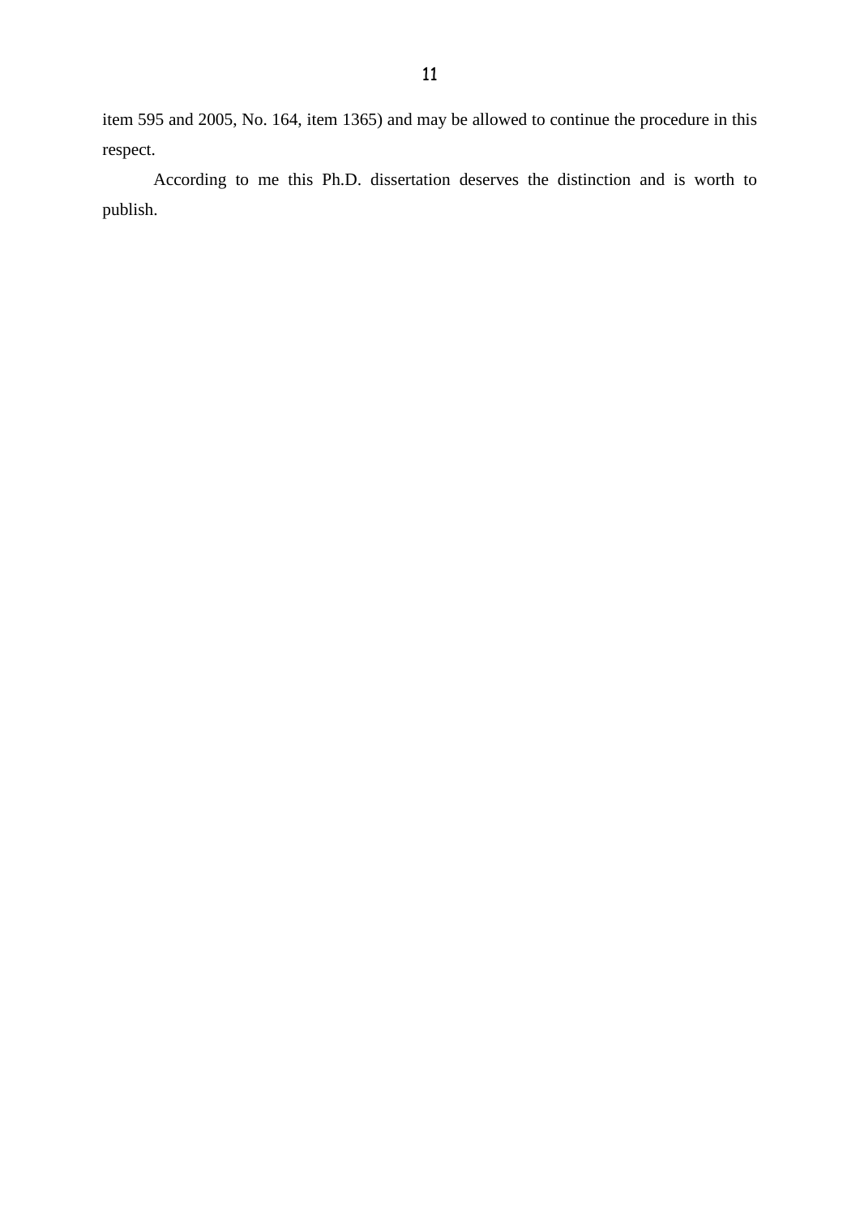item 595 and 2005, No. 164, item 1365) and may be allowed to continue the procedure in this respect.

According to me this Ph.D. dissertation deserves the distinction and is worth to publish.